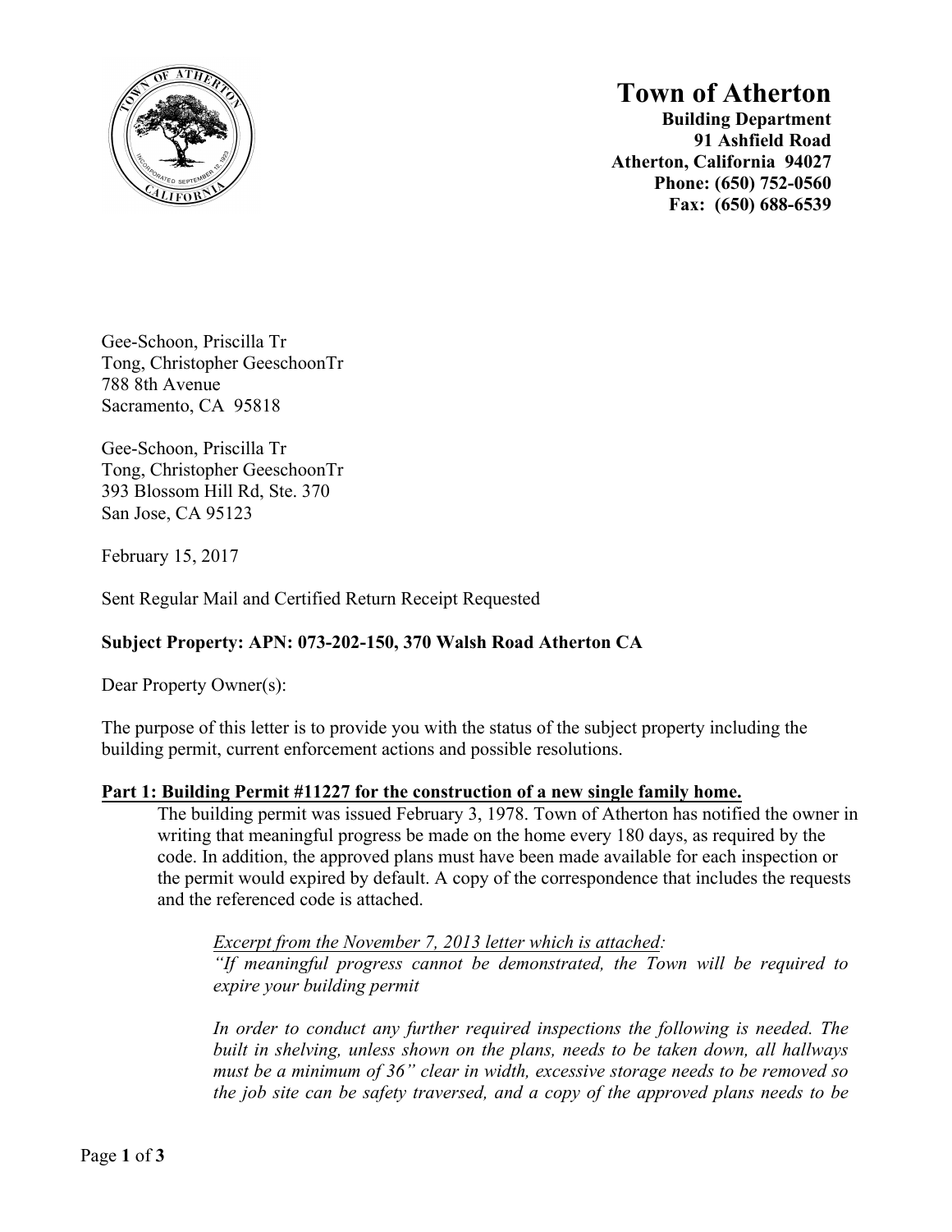# Town of Atherton

**Building Department**
**91 Ashfield Road**
**Atherton, California 94027**
**Phone: (650) 752-0560**
**Fax: (650) 688-6539**

Gee-Schoon, Priscilla Tr
Tong, Christopher GeeschoonTr
788 8th Avenue
Sacramento, CA 95818

Gee-Schoon, Priscilla Tr
Tong, Christopher GeeschoonTr
393 Blossom Hill Rd, Ste. 370
San Jose, CA 95123

February 15, 2017

Sent Regular Mail and Certified Return Receipt Requested

**Subject Property: APN: 073-202-150, 370 Walsh Road Atherton CA**

Dear Property Owner(s):

The purpose of this letter is to provide you with the status of the subject property including the building permit, current enforcement actions and possible resolutions.

**Part 1: Building Permit #11227 for the construction of a new single family home.**

The building permit was issued February 3, 1978. Town of Atherton has notified the owner in writing that meaningful progress be made on the home every 180 days, as required by the code. In addition, the approved plans must have been made available for each inspection or the permit would expired by default. A copy of the correspondence that includes the requests and the referenced code is attached.

> *Excerpt from the November 7, 2013 letter which is attached:*
> *"If meaningful progress cannot be demonstrated, the Town will be required to expire your building permit*
>
> *In order to conduct any further required inspections the following is needed. The built in shelving, unless shown on the plans, needs to be taken down, all hallways must be a minimum of 36" clear in width, excessive storage needs to be removed so the job site can be safety traversed, and a copy of the approved plans needs to be*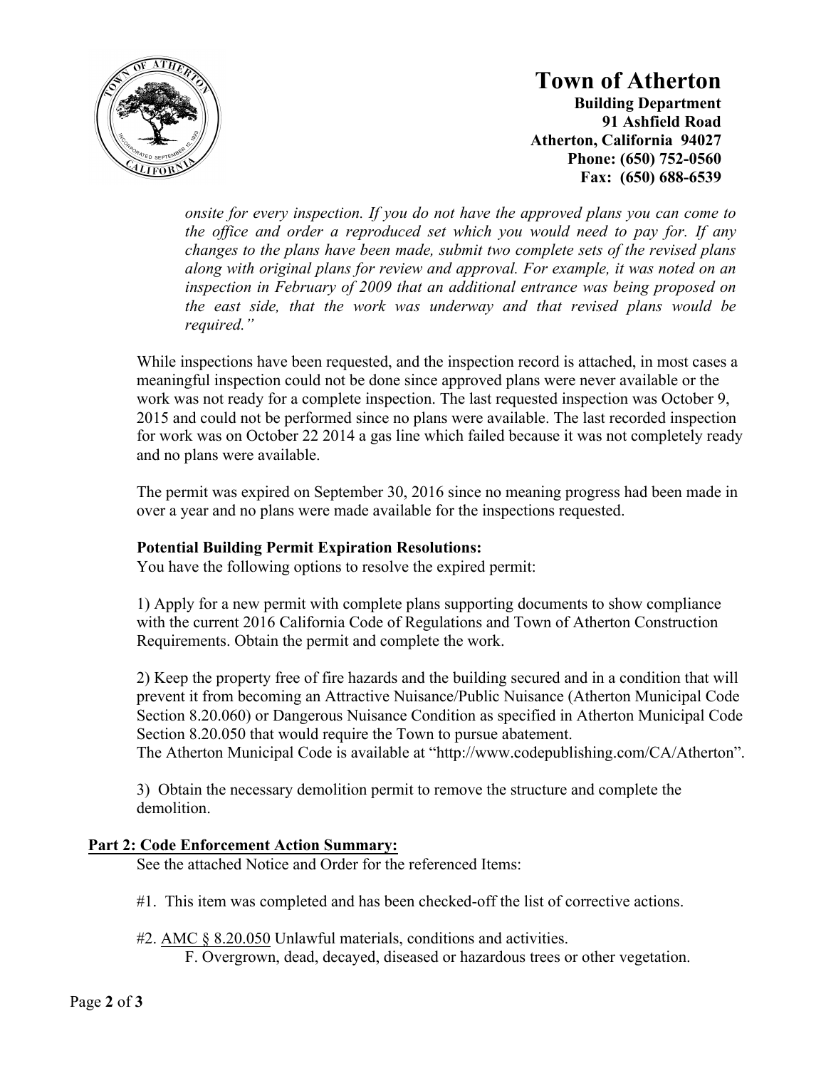**Town of Atherton**
**Building Department**
**91 Ashfield Road**
**Atherton, California 94027**
**Phone: (650) 752-0560**
**Fax: (650) 688-6539**

> *onsite for every inspection. If you do not have the approved plans you can come to the office and order a reproduced set which you would need to pay for. If any changes to the plans have been made, submit two complete sets of the revised plans along with original plans for review and approval. For example, it was noted on an inspection in February of 2009 that an additional entrance was being proposed on the east side, that the work was underway and that revised plans would be required."*

While inspections have been requested, and the inspection record is attached, in most cases a meaningful inspection could not be done since approved plans were never available or the work was not ready for a complete inspection. The last requested inspection was October 9, 2015 and could not be performed since no plans were available. The last recorded inspection for work was on October 22 2014 a gas line which failed because it was not completely ready and no plans were available.

The permit was expired on September 30, 2016 since no meaning progress had been made in over a year and no plans were made available for the inspections requested.

**Potential Building Permit Expiration Resolutions:**
You have the following options to resolve the expired permit:

1) Apply for a new permit with complete plans supporting documents to show compliance with the current 2016 California Code of Regulations and Town of Atherton Construction Requirements. Obtain the permit and complete the work.

2) Keep the property free of fire hazards and the building secured and in a condition that will prevent it from becoming an Attractive Nuisance/Public Nuisance (Atherton Municipal Code Section 8.20.060) or Dangerous Nuisance Condition as specified in Atherton Municipal Code Section 8.20.050 that would require the Town to pursue abatement.
The Atherton Municipal Code is available at "http://www.codepublishing.com/CA/Atherton".

3) Obtain the necessary demolition permit to remove the structure and complete the demolition.

**Part 2: Code Enforcement Action Summary:**

See the attached Notice and Order for the referenced Items:

#1. This item was completed and has been checked-off the list of corrective actions.

#2. AMC § 8.20.050 Unlawful materials, conditions and activities.
F. Overgrown, dead, decayed, diseased or hazardous trees or other vegetation.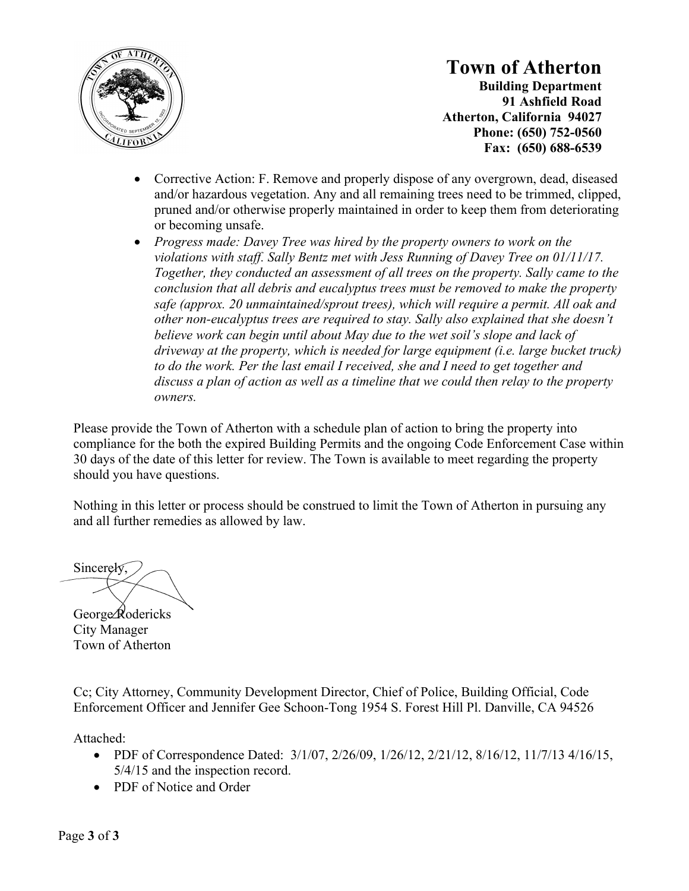# Town of Atherton

**Building Department**
**91 Ashfield Road**
**Atherton, California 94027**
**Phone: (650) 752-0560**
**Fax: (650) 688-6539**

- Corrective Action: F. Remove and properly dispose of any overgrown, dead, diseased and/or hazardous vegetation. Any and all remaining trees need to be trimmed, clipped, pruned and/or otherwise properly maintained in order to keep them from deteriorating or becoming unsafe.
- *Progress made: Davey Tree was hired by the property owners to work on the violations with staff. Sally Bentz met with Jess Running of Davey Tree on 01/11/17. Together, they conducted an assessment of all trees on the property. Sally came to the conclusion that all debris and eucalyptus trees must be removed to make the property safe (approx. 20 unmaintained/sprout trees), which will require a permit. All oak and other non-eucalyptus trees are required to stay. Sally also explained that she doesn't believe work can begin until about May due to the wet soil's slope and lack of driveway at the property, which is needed for large equipment (i.e. large bucket truck) to do the work. Per the last email I received, she and I need to get together and discuss a plan of action as well as a timeline that we could then relay to the property owners.*

Please provide the Town of Atherton with a schedule plan of action to bring the property into compliance for the both the expired Building Permits and the ongoing Code Enforcement Case within 30 days of the date of this letter for review. The Town is available to meet regarding the property should you have questions.

Nothing in this letter or process should be construed to limit the Town of Atherton in pursuing any and all further remedies as allowed by law.

Sincerely,

George Rodericks
City Manager
Town of Atherton

Cc; City Attorney, Community Development Director, Chief of Police, Building Official, Code Enforcement Officer and Jennifer Gee Schoon-Tong 1954 S. Forest Hill Pl. Danville, CA 94526

Attached:

- PDF of Correspondence Dated: 3/1/07, 2/26/09, 1/26/12, 2/21/12, 8/16/12, 11/7/13 4/16/15, 5/4/15 and the inspection record.
- PDF of Notice and Order